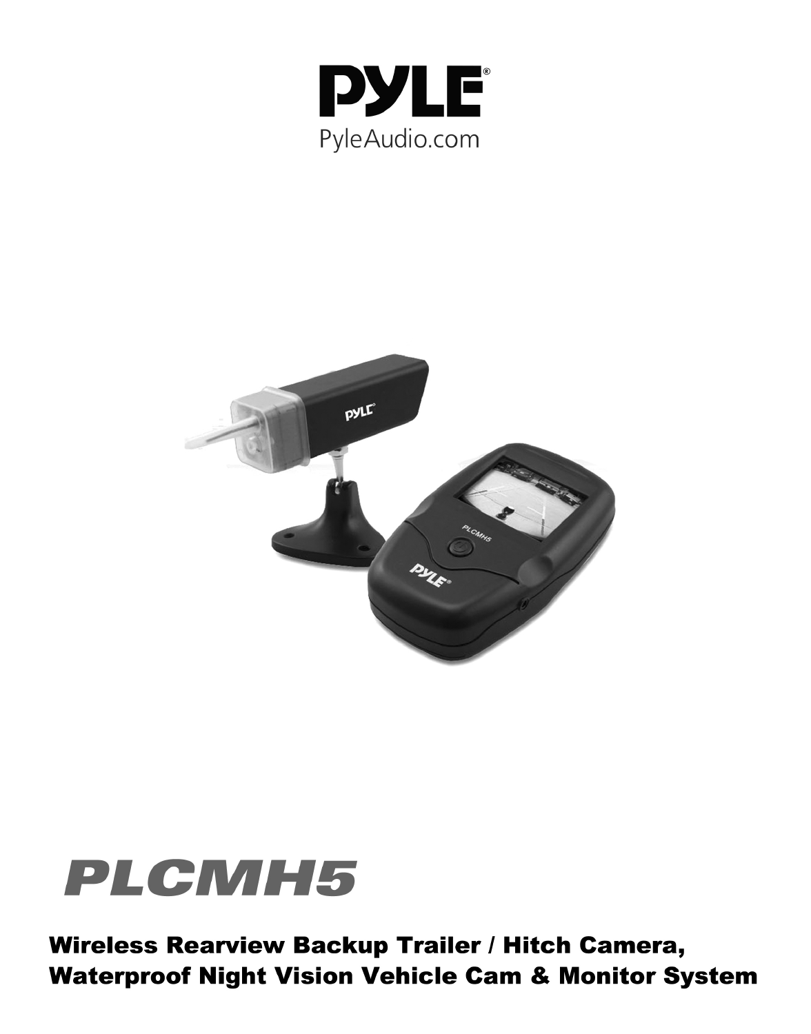PYLE®

PyleAudio.com

# PLCMH5

## Wireless Rearview Backup Trailer / Hitch Camera, Waterproof Night Vision Vehicle Cam & Monitor System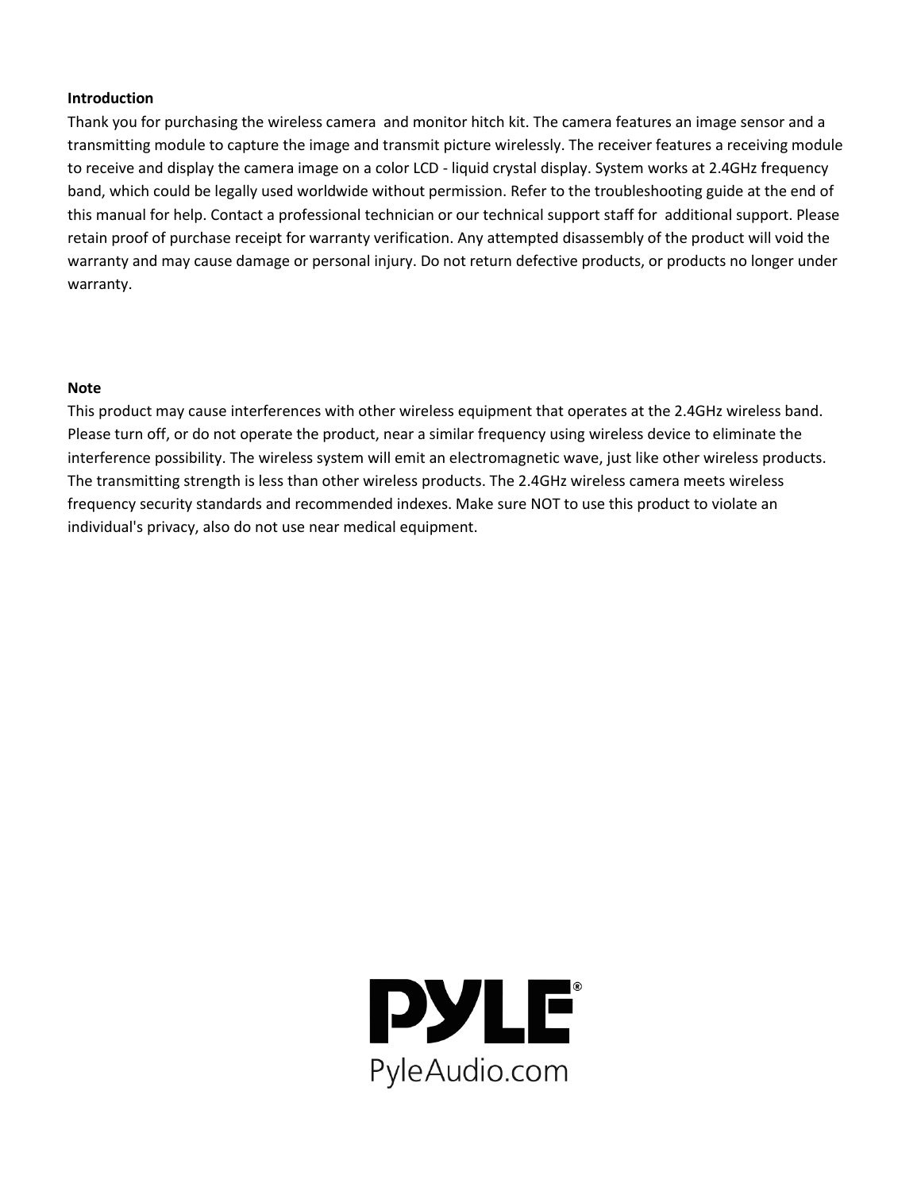**Introduction**

Thank you for purchasing the wireless camera and monitor hitch kit. The camera features an image sensor and a transmitting module to capture the image and transmit picture wirelessly. The receiver features a receiving module to receive and display the camera image on a color LCD - liquid crystal display. System works at 2.4GHz frequency band, which could be legally used worldwide without permission. Refer to the troubleshooting guide at the end of this manual for help. Contact a professional technician or our technical support staff for additional support. Please retain proof of purchase receipt for warranty verification. Any attempted disassembly of the product will void the warranty and may cause damage or personal injury. Do not return defective products, or products no longer under warranty.

**Note**

This product may cause interferences with other wireless equipment that operates at the 2.4GHz wireless band. Please turn off, or do not operate the product, near a similar frequency using wireless device to eliminate the interference possibility. The wireless system will emit an electromagnetic wave, just like other wireless products. The transmitting strength is less than other wireless products. The 2.4GHz wireless camera meets wireless frequency security standards and recommended indexes. Make sure NOT to use this product to violate an individual's privacy, also do not use near medical equipment.

PYLE®

PyleAudio.com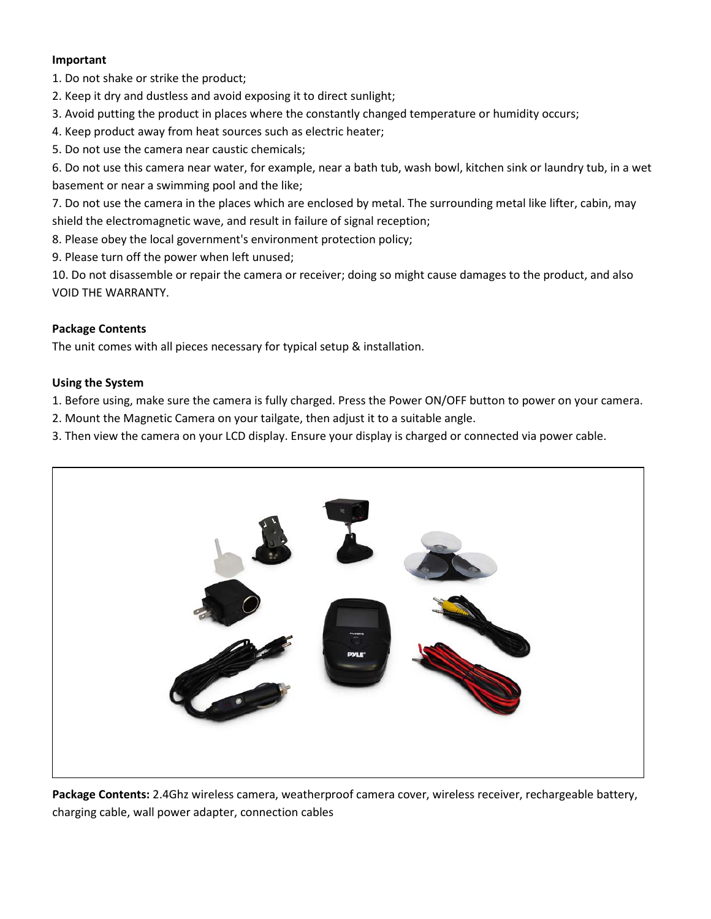**Important**

1. Do not shake or strike the product;
2. Keep it dry and dustless and avoid exposing it to direct sunlight;
3. Avoid putting the product in places where the constantly changed temperature or humidity occurs;
4. Keep product away from heat sources such as electric heater;
5. Do not use the camera near caustic chemicals;
6. Do not use this camera near water, for example, near a bath tub, wash bowl, kitchen sink or laundry tub, in a wet basement or near a swimming pool and the like;
7. Do not use the camera in the places which are enclosed by metal. The surrounding metal like lifter, cabin, may shield the electromagnetic wave, and result in failure of signal reception;
8. Please obey the local government's environment protection policy;
9. Please turn off the power when left unused;
10. Do not disassemble or repair the camera or receiver; doing so might cause damages to the product, and also VOID THE WARRANTY.

**Package Contents**

The unit comes with all pieces necessary for typical setup & installation.

**Using the System**

1. Before using, make sure the camera is fully charged. Press the Power ON/OFF button to power on your camera.
2. Mount the Magnetic Camera on your tailgate, then adjust it to a suitable angle.
3. Then view the camera on your LCD display. Ensure your display is charged or connected via power cable.

**Package Contents:** 2.4Ghz wireless camera, weatherproof camera cover, wireless receiver, rechargeable battery, charging cable, wall power adapter, connection cables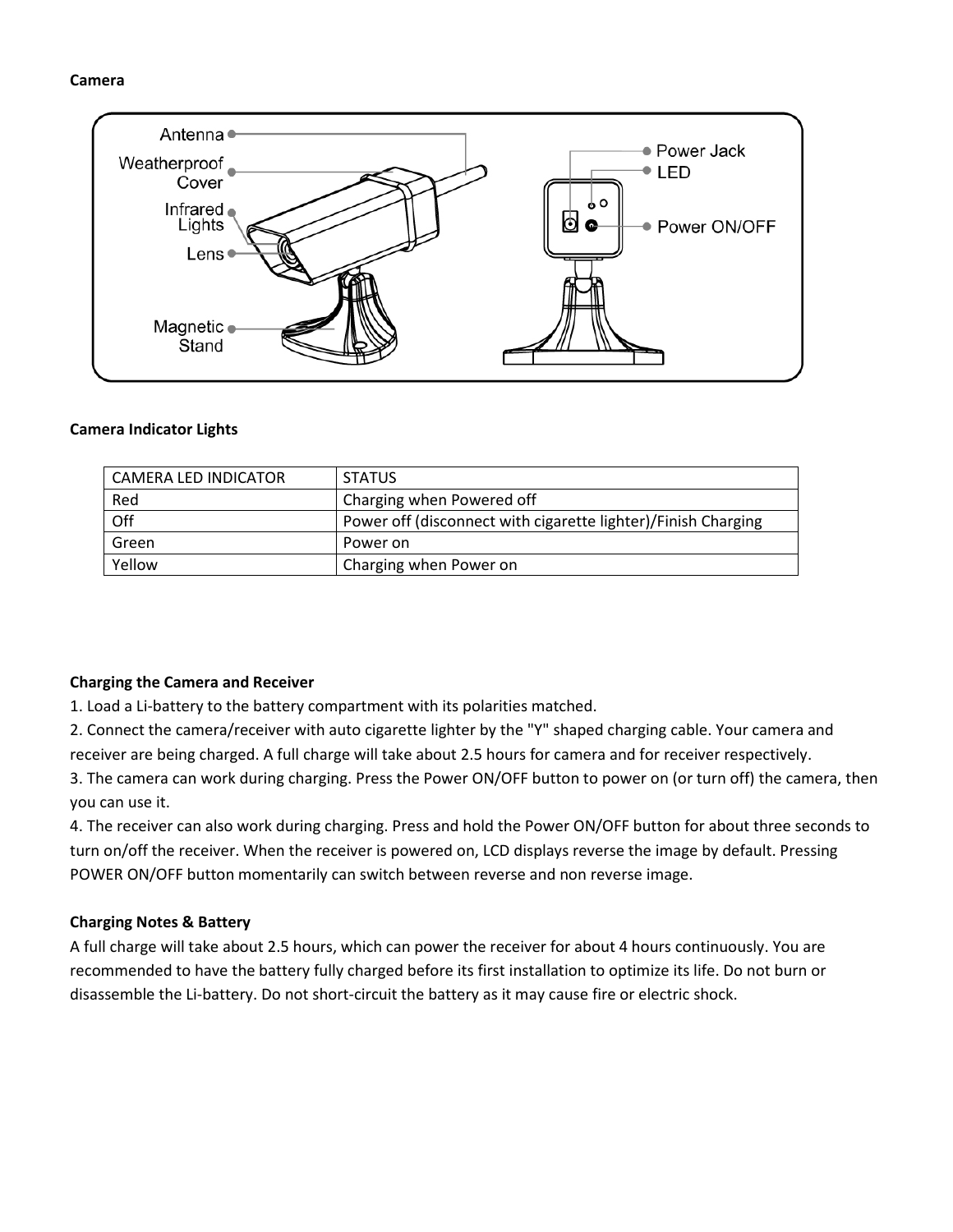**Camera**

**Camera Indicator Lights**

| CAMERA LED INDICATOR | STATUS |
|---|---|
| Red | Charging when Powered off |
| Off | Power off (disconnect with cigarette lighter)/Finish Charging |
| Green | Power on |
| Yellow | Charging when Power on |

**Charging the Camera and Receiver**

1. Load a Li-battery to the battery compartment with its polarities matched.
2. Connect the camera/receiver with auto cigarette lighter by the "Y" shaped charging cable. Your camera and receiver are being charged. A full charge will take about 2.5 hours for camera and for receiver respectively.
3. The camera can work during charging. Press the Power ON/OFF button to power on (or turn off) the camera, then you can use it.
4. The receiver can also work during charging. Press and hold the Power ON/OFF button for about three seconds to turn on/off the receiver. When the receiver is powered on, LCD displays reverse the image by default. Pressing POWER ON/OFF button momentarily can switch between reverse and non reverse image.

**Charging Notes & Battery**

A full charge will take about 2.5 hours, which can power the receiver for about 4 hours continuously. You are recommended to have the battery fully charged before its first installation to optimize its life. Do not burn or disassemble the Li-battery. Do not short-circuit the battery as it may cause fire or electric shock.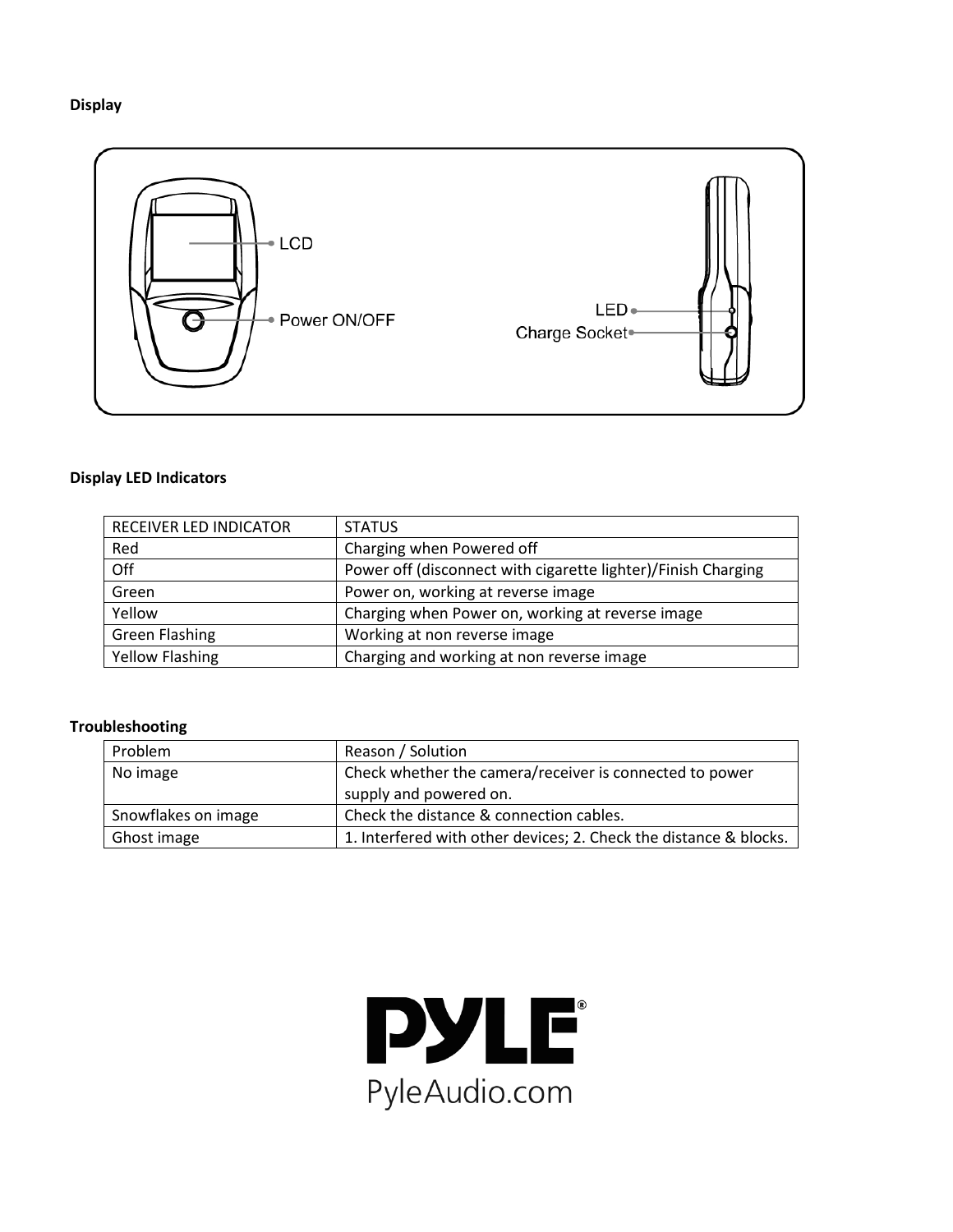**Display**

LCD
Power ON/OFF
LED
Charge Socket

**Display LED Indicators**

| RECEIVER LED INDICATOR | STATUS |
|---|---|
| Red | Charging when Powered off |
| Off | Power off (disconnect with cigarette lighter)/Finish Charging |
| Green | Power on, working at reverse image |
| Yellow | Charging when Power on, working at reverse image |
| Green Flashing | Working at non reverse image |
| Yellow Flashing | Charging and working at non reverse image |

**Troubleshooting**

| Problem | Reason / Solution |
|---|---|
| No image | Check whether the camera/receiver is connected to power supply and powered on. |
| Snowflakes on image | Check the distance & connection cables. |
| Ghost image | 1. Interfered with other devices; 2. Check the distance & blocks. |

PYLE®
PyleAudio.com